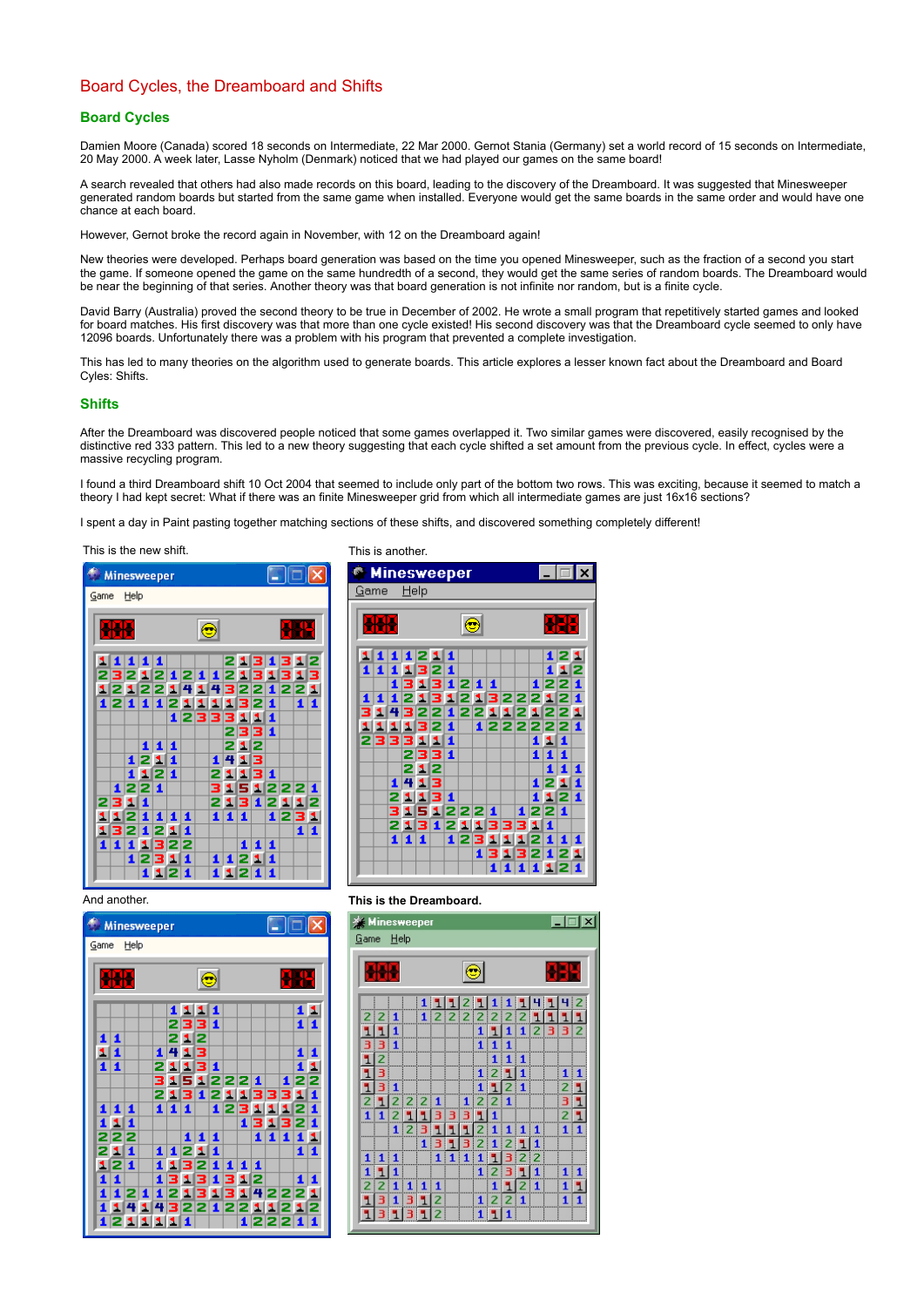# Board Cycles, the Dreamboard and Shifts

## Board Cycles

Damien Moore (Canada) scored 18 seconds on Intermediate, 22 Mar 2000. Gernot Stania (Germany) set a world record of 15 seconds on Intermediate, 20 May 2000. A week later, Lasse Nyholm (Denmark) noticed that we had played our games on the same board!

A search revealed that others had also made records on this board, leading to the discovery of the Dreamboard. It was suggested that Minesweeper generated random boards but started from the same game when installed. Everyone would get the same boards in the same order and would have one chance at each board.

However, Gernot broke the record again in November, with 12 on the Dreamboard again!

New theories were developed. Perhaps board generation was based on the time you opened Minesweeper, such as the fraction of a second you start the game. If someone opened the game on the same hundredth of a second, they would get the same series of random boards. The Dreamboard would be near the beginning of that series. Another theory was that board generation is not infinite nor random, but is a finite cycle.

David Barry (Australia) proved the second theory to be true in December of 2002. He wrote a small program that repetitively started games and looked for board matches. His first discovery was that more than one cycle existed! His second discovery was that the Dreamboard cycle seemed to only have 12096 boards. Unfortunately there was a problem with his program that prevented a complete investigation.

This has led to many theories on the algorithm used to generate boards. This article explores a lesser known fact about the Dreamboard and Board Cyles: Shifts.

## Shifts

After the Dreamboard was discovered people noticed that some games overlapped it. Two similar games were discovered, easily recognised by the distinctive red 333 pattern. This led to a new theory suggesting that each cycle shifted a set amount from the previous cycle. In effect, cycles were a massive recycling program.

I found a third Dreamboard shift 10 Oct 2004 that seemed to include only part of the bottom two rows. This was exciting, because it seemed to match a theory I had kept secret: What if there was an finite Minesweeper grid from which all intermediate games are just 16x16 sections?

I spent a day in Paint pasting together matching sections of these shifts, and discovered something completely different!

This is the new shift.

This is another.

And another.

**This is the Dreamboard.**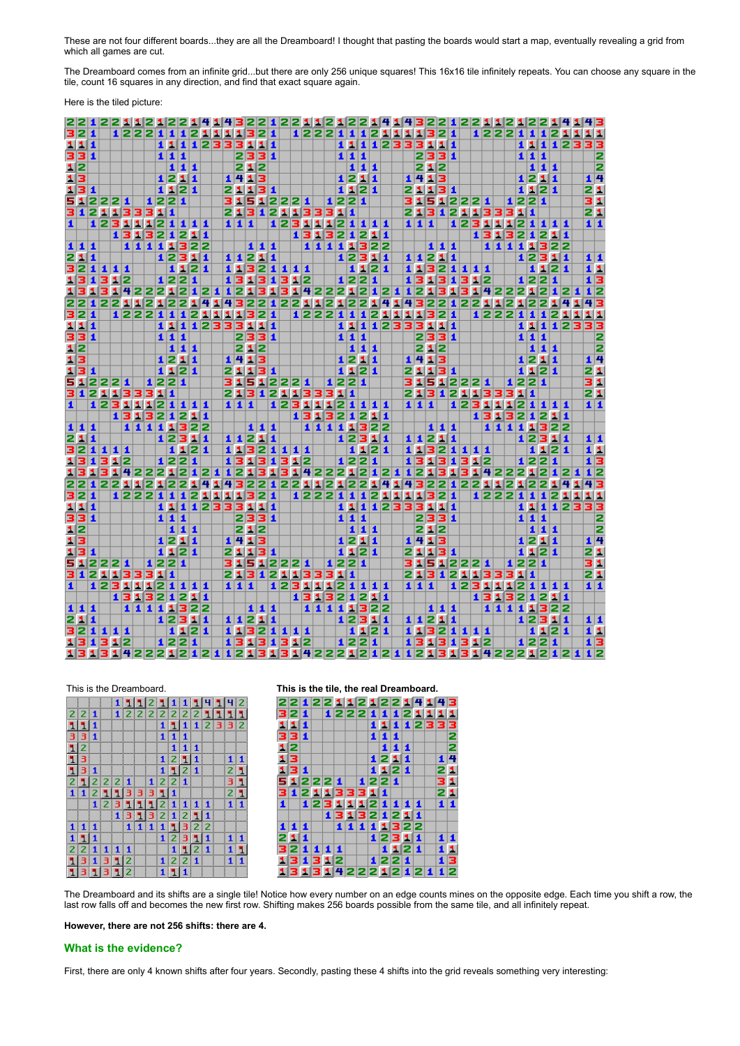These are not four different boards...they are all the Dreamboard! I thought that pasting the boards would start a map, eventually revealing a grid from which all games are cut.

The Dreamboard comes from an infinite grid...but there are only 256 unique squares! This 16x16 tile infinitely repeats. You can choose any square in the tile, count 16 squares in any direction, and find that exact square again.

Here is the tiled picture:

This is the Dreamboard.

**This is the tile, the real Dreamboard.**

The Dreamboard and its shifts are a single tile! Notice how every number on an edge counts mines on the opposite edge. Each time you shift a row, the last row falls off and becomes the new first row. Shifting makes 256 boards possible from the same tile, and all infinitely repeat.

**However, there are not 256 shifts: there are 4.**

## What is the evidence?

First, there are only 4 known shifts after four years. Secondly, pasting these 4 shifts into the grid reveals something very interesting: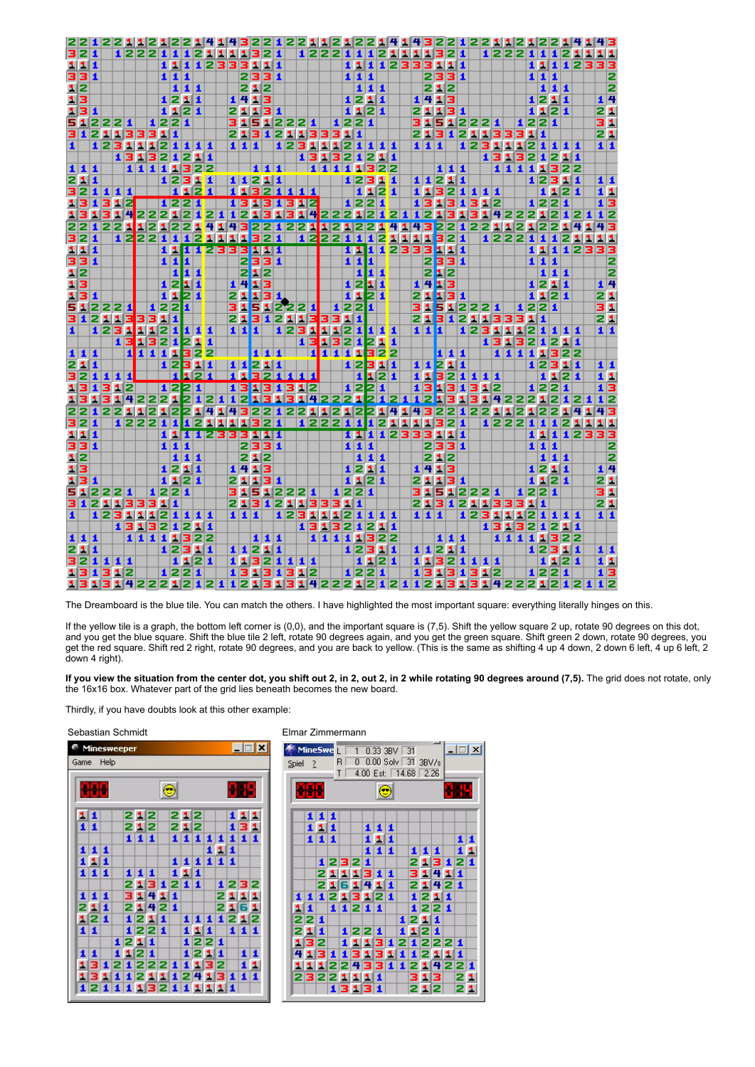The Dreamboard is the blue tile. You can match the others. I have highlighted the most important square: everything literally hinges on this.

If the yellow tile is a graph, the bottom left corner is (0,0), and the important square is (7,5). Shift the yellow square 2 up, rotate 90 degrees on this dot, and you get the blue square. Shift the blue tile 2 left, rotate 90 degrees again, and you get the green square. Shift green 2 down, rotate 90 degrees, you get the red square. Shift red 2 right, rotate 90 degrees, and you are back to yellow. (This is the same as shifting 4 up 4 down, 2 down 6 left, 4 up 6 left, 2 down 4 right).

**If you view the situation from the center dot, you shift out 2, in 2, out 2, in 2 while rotating 90 degrees around (7,5).** The grid does not rotate, only the 16x16 box. Whatever part of the grid lies beneath becomes the new board.

Thirdly, if you have doubts look at this other example:

Sebastian Schmidt

Elmar Zimmermann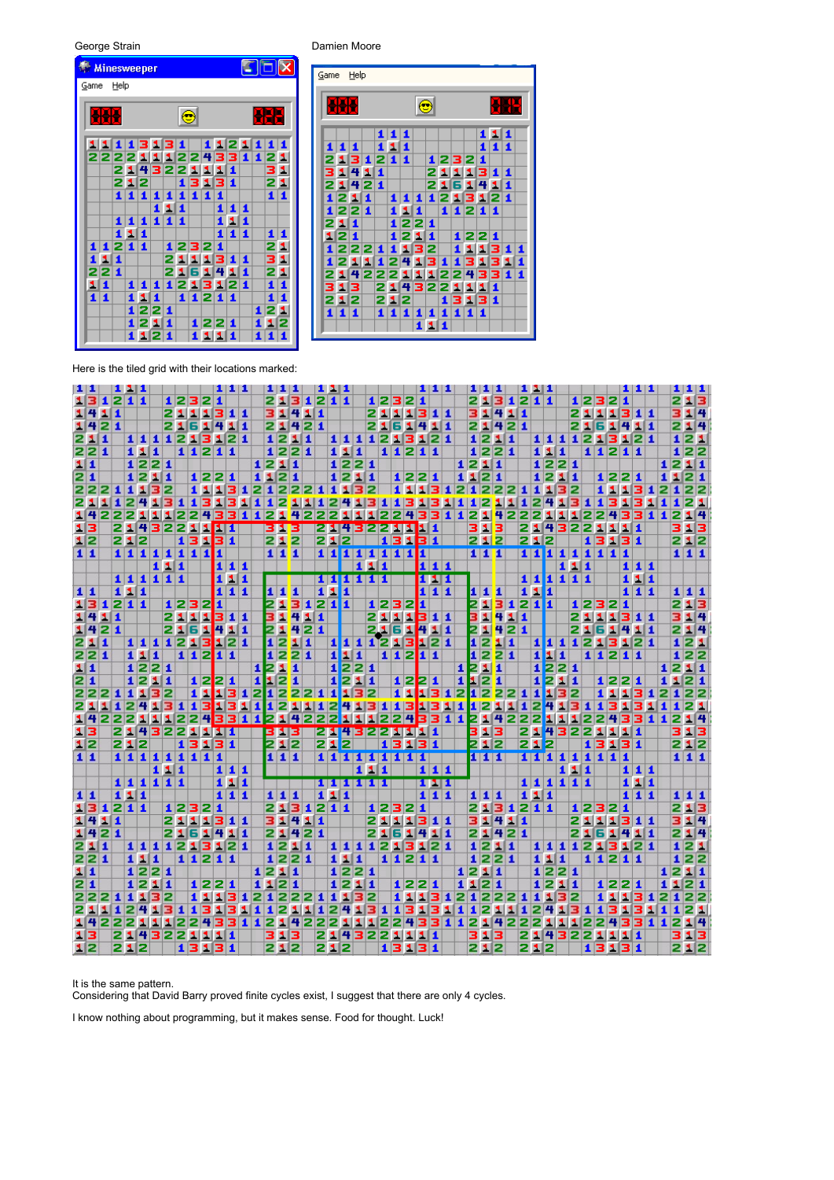George Strain

Damien Moore

Here is the tiled grid with their locations marked:

It is the same pattern.
Considering that David Barry proved finite cycles exist, I suggest that there are only 4 cycles.

I know nothing about programming, but it makes sense. Food for thought. Luck!